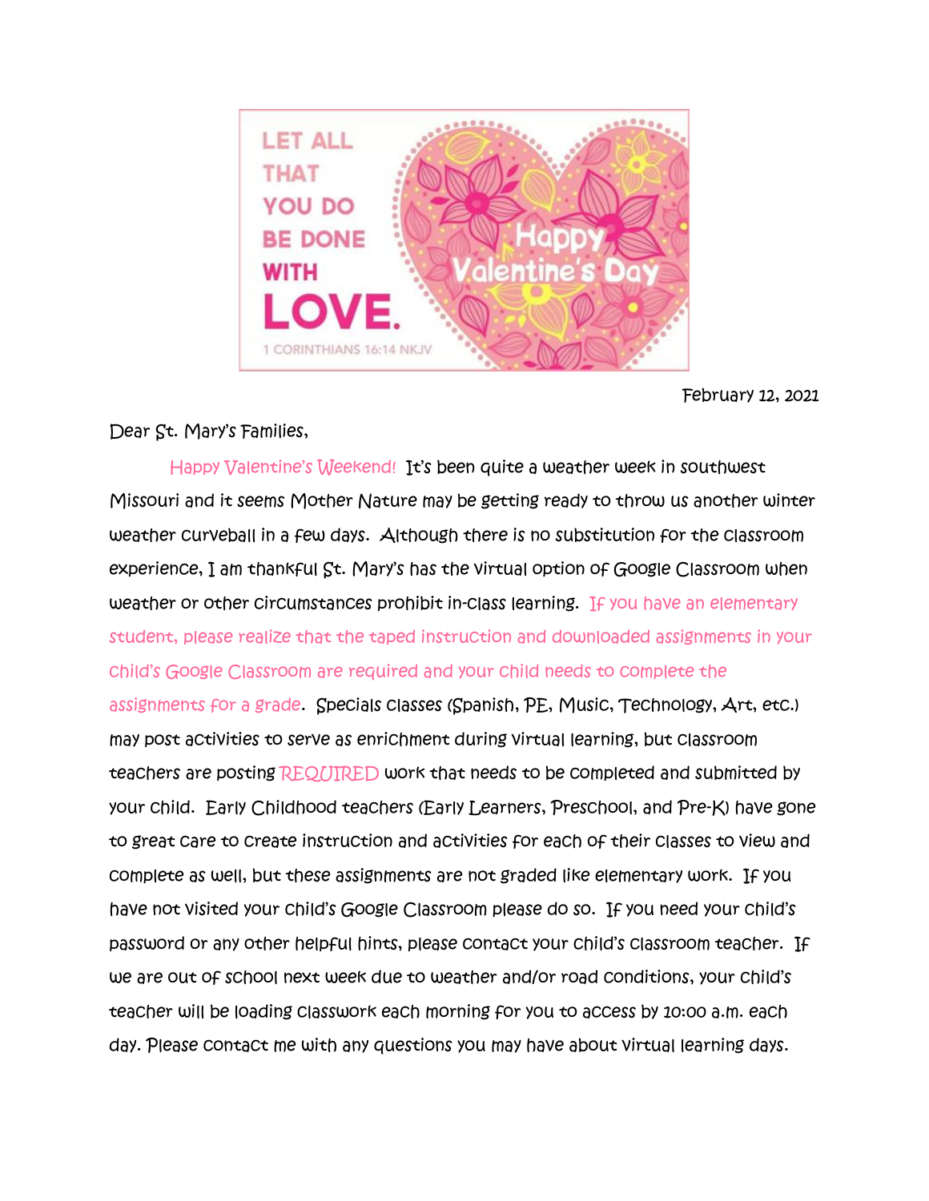LET ALL THAT YOU DO BE DONE WITH LOVE.

1 CORINTHIANS 16:14 NKJV

Happy Valentine's Day

February 12, 2021

Dear St. Mary's Families,

Happy Valentine's Weekend! It's been quite a weather week in southwest Missouri and it seems Mother Nature may be getting ready to throw us another winter weather curveball in a few days. Although there is no substitution for the classroom experience, I am thankful St. Mary's has the virtual option of Google Classroom when weather or other circumstances prohibit in-class learning. If you have an elementary student, please realize that the taped instruction and downloaded assignments in your child's Google Classroom are required and your child needs to complete the assignments for a grade. Specials classes (Spanish, PE, Music, Technology, Art, etc.) may post activities to serve as enrichment during virtual learning, but classroom teachers are posting REQUIRED work that needs to be completed and submitted by your child. Early Childhood teachers (Early Learners, Preschool, and Pre-K) have gone to great care to create instruction and activities for each of their classes to view and complete as well, but these assignments are not graded like elementary work. If you have not visited your child's Google Classroom please do so. If you need your child's password or any other helpful hints, please contact your child's classroom teacher. If we are out of school next week due to weather and/or road conditions, your child's teacher will be loading classwork each morning for you to access by 10:00 a.m. each day. Please contact me with any questions you may have about virtual learning days.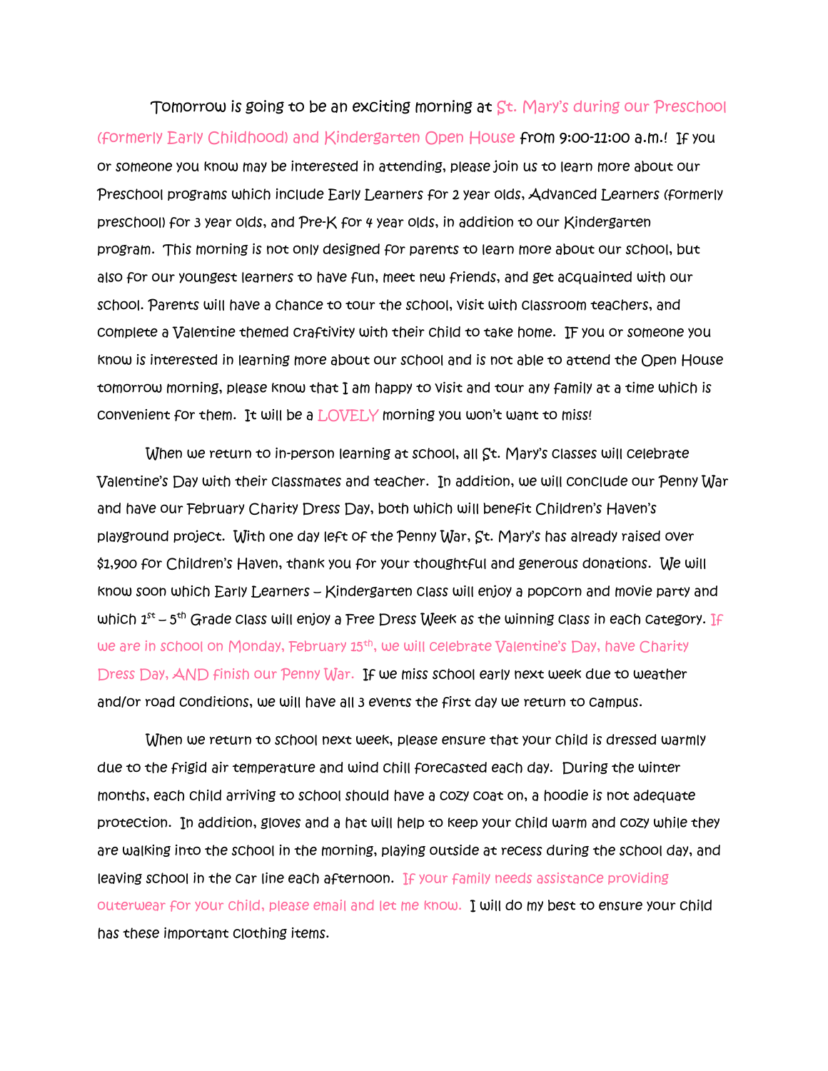Tomorrow is going to be an exciting morning at St. Mary's during our Preschool (formerly Early Childhood) and Kindergarten Open House from 9:00-11:00 a.m.! If you or someone you know may be interested in attending, please join us to learn more about our Preschool programs which include Early Learners for 2 year olds, Advanced Learners (formerly preschool) for 3 year olds, and Pre-K for 4 year olds, in addition to our Kindergarten program. This morning is not only designed for parents to learn more about our school, but also for our youngest learners to have fun, meet new friends, and get acquainted with our school. Parents will have a chance to tour the school, visit with classroom teachers, and complete a Valentine themed craftivity with their child to take home. If you or someone you know is interested in learning more about our school and is not able to attend the Open House tomorrow morning, please know that I am happy to visit and tour any family at a time which is convenient for them. It will be a LOVELY morning you won't want to miss!

When we return to in-person learning at school, all St. Mary's classes will celebrate Valentine's Day with their classmates and teacher. In addition, we will conclude our Penny War and have our February Charity Dress Day, both which will benefit Children's Haven's playground project. With one day left of the Penny War, St. Mary's has already raised over $1,900 for Children's Haven, thank you for your thoughtful and generous donations. We will know soon which Early Learners – Kindergarten class will enjoy a popcorn and movie party and which 1st – 5th Grade class will enjoy a Free Dress Week as the winning class in each category. If we are in school on Monday, February 15th, we will celebrate Valentine's Day, have Charity Dress Day, AND finish our Penny War. If we miss school early next week due to weather and/or road conditions, we will have all 3 events the first day we return to campus.

When we return to school next week, please ensure that your child is dressed warmly due to the frigid air temperature and wind chill forecasted each day. During the winter months, each child arriving to school should have a cozy coat on, a hoodie is not adequate protection. In addition, gloves and a hat will help to keep your child warm and cozy while they are walking into the school in the morning, playing outside at recess during the school day, and leaving school in the car line each afternoon. If your family needs assistance providing outerwear for your child, please email and let me know. I will do my best to ensure your child has these important clothing items.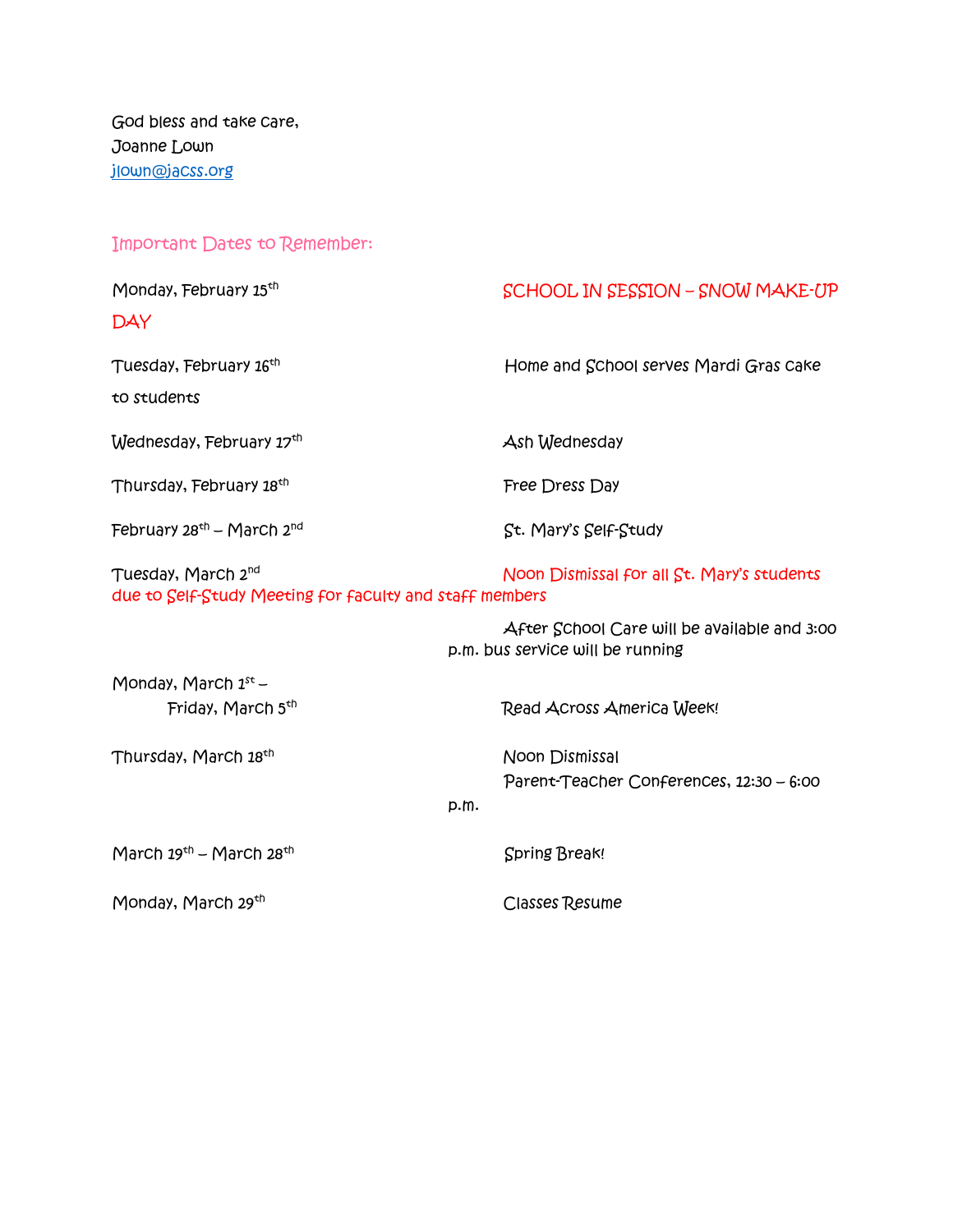God bless and take care,
Joanne Lown
jlown@jacss.org

## Important Dates to Remember:

| | |
|---|---|
| Monday, February 15th | SCHOOL IN SESSION – SNOW MAKE-UP DAY |
| Tuesday, February 16th | Home and School serves Mardi Gras cake to students |
| Wednesday, February 17th | Ash Wednesday |
| Thursday, February 18th | Free Dress Day |
| February 28th – March 2nd | St. Mary's Self-Study |
| Tuesday, March 2nd | Noon Dismissal for all St. Mary's students due to Self-Study Meeting for faculty and staff members. After School Care will be available and 3:00 p.m. bus service will be running |
| Monday, March 1st – Friday, March 5th | Read Across America Week! |
| Thursday, March 18th | Noon Dismissal. Parent-Teacher Conferences, 12:30 – 6:00 p.m. |
| March 19th – March 28th | Spring Break! |
| Monday, March 29th | Classes Resume |